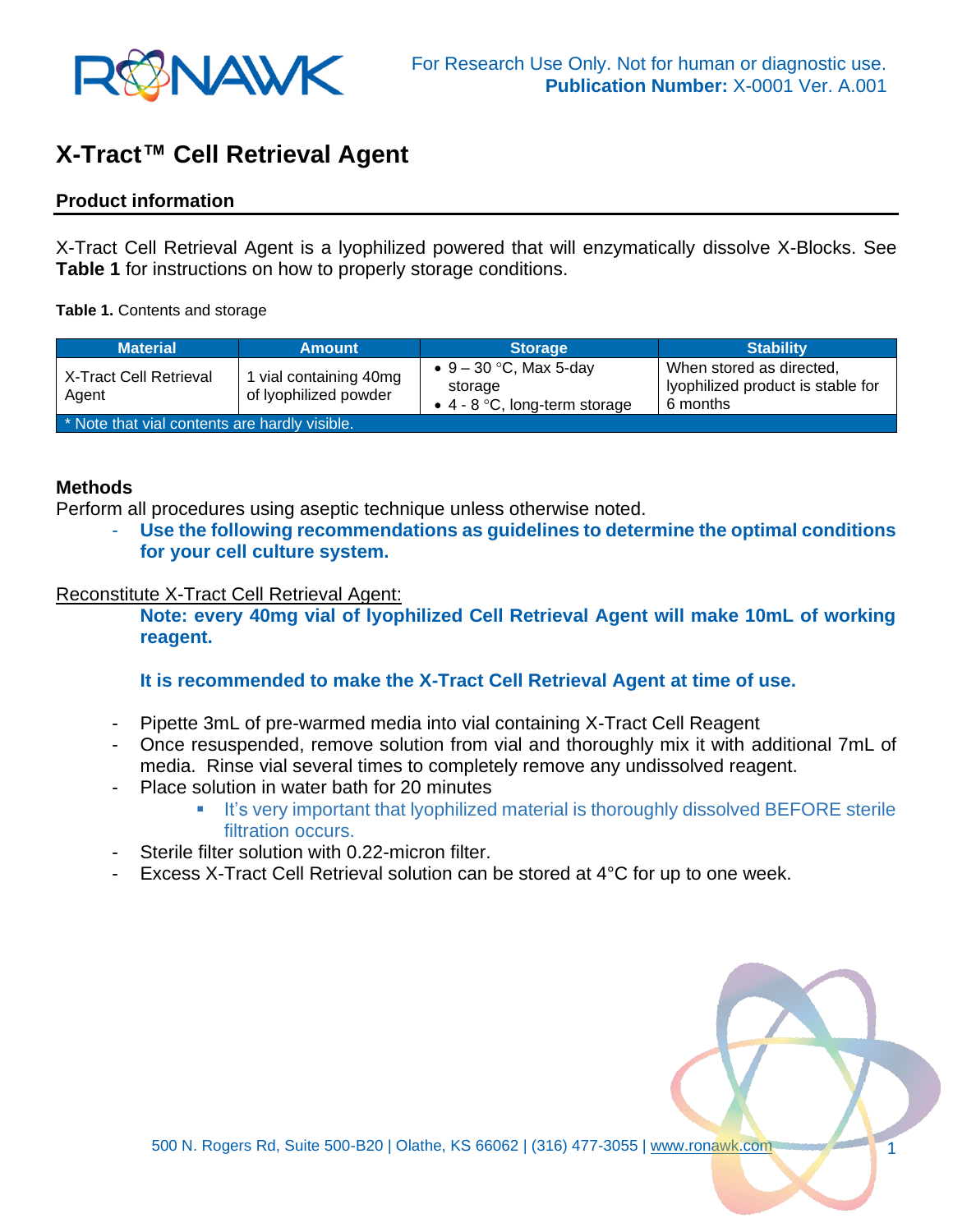For Research Use Only. Not for human or diagnostic use.
**Publication Number:** X-0001 Ver. A.001

# X-Tract™ Cell Retrieval Agent

## Product information

X-Tract Cell Retrieval Agent is a lyophilized powered that will enzymatically dissolve X-Blocks. See **Table 1** for instructions on how to properly storage conditions.

**Table 1.** Contents and storage

| Material | Amount | Storage | Stability |
|---|---|---|---|
| X-Tract Cell Retrieval Agent | 1 vial containing 40mg of lyophilized powder | • 9 – 30 °C, Max 5-day storage<br>• 4 - 8 °C, long-term storage | When stored as directed, lyophilized product is stable for 6 months |
| * Note that vial contents are hardly visible. | | | |

## Methods

Perform all procedures using aseptic technique unless otherwise noted.

- **Use the following recommendations as guidelines to determine the optimal conditions for your cell culture system.**

Reconstitute X-Tract Cell Retrieval Agent:

**Note: every 40mg vial of lyophilized Cell Retrieval Agent will make 10mL of working reagent.**

**It is recommended to make the X-Tract Cell Retrieval Agent at time of use.**

- Pipette 3mL of pre-warmed media into vial containing X-Tract Cell Reagent
- Once resuspended, remove solution from vial and thoroughly mix it with additional 7mL of media. Rinse vial several times to completely remove any undissolved reagent.
- Place solution in water bath for 20 minutes
  - It's very important that lyophilized material is thoroughly dissolved BEFORE sterile filtration occurs.
- Sterile filter solution with 0.22-micron filter.
- Excess X-Tract Cell Retrieval solution can be stored at 4°C for up to one week.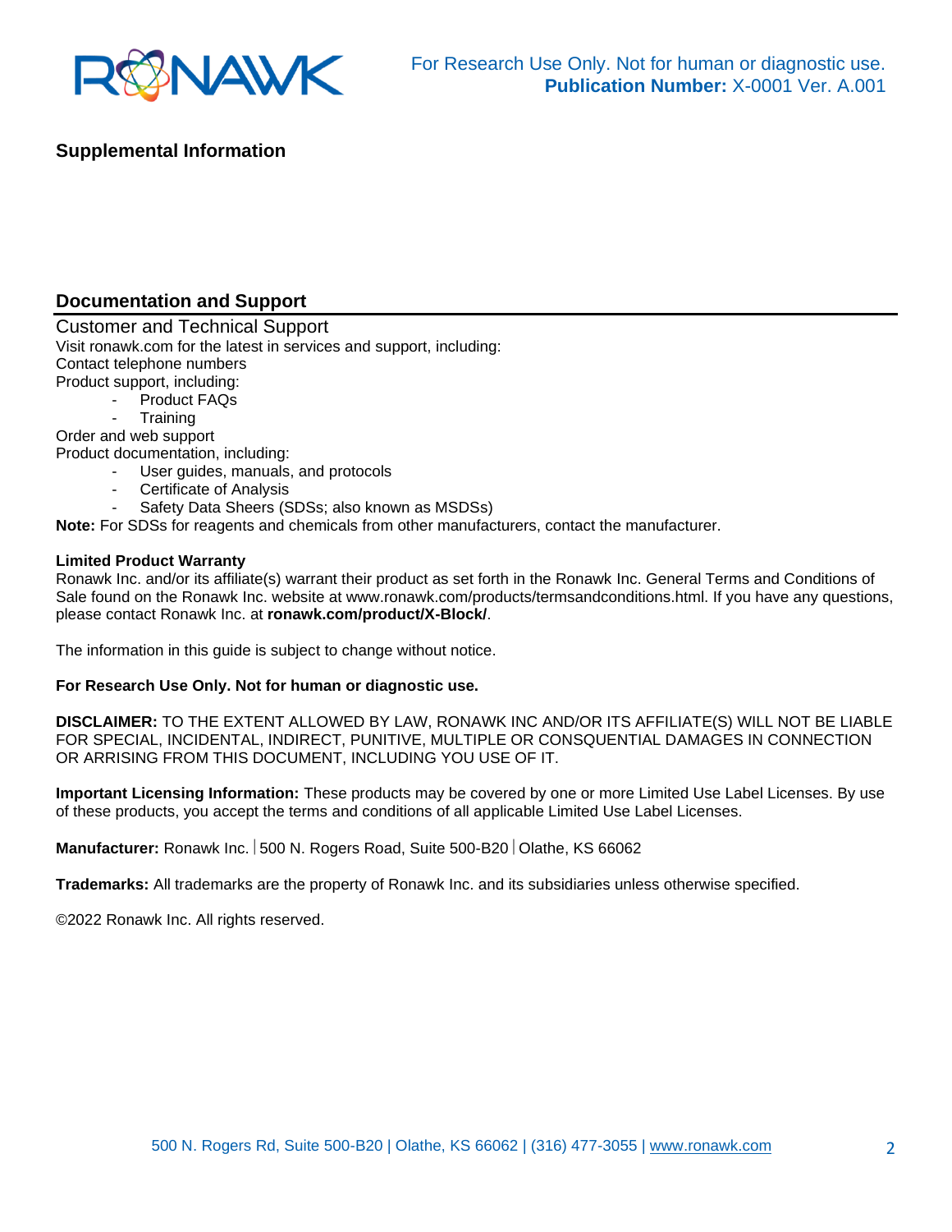## Supplemental Information

## Documentation and Support

### Customer and Technical Support

Visit ronawk.com for the latest in services and support, including:
Contact telephone numbers
Product support, including:

- Product FAQs
- Training

Order and web support
Product documentation, including:

- User guides, manuals, and protocols
- Certificate of Analysis
- Safety Data Sheers (SDSs; also known as MSDSs)

**Note:** For SDSs for reagents and chemicals from other manufacturers, contact the manufacturer.

**Limited Product Warranty**
Ronawk Inc. and/or its affiliate(s) warrant their product as set forth in the Ronawk Inc. General Terms and Conditions of Sale found on the Ronawk Inc. website at www.ronawk.com/products/termsandconditions.html. If you have any questions, please contact Ronawk Inc. at **ronawk.com/product/X-Block/**.

The information in this guide is subject to change without notice.

**For Research Use Only. Not for human or diagnostic use.**

**DISCLAIMER:** TO THE EXTENT ALLOWED BY LAW, RONAWK INC AND/OR ITS AFFILIATE(S) WILL NOT BE LIABLE FOR SPECIAL, INCIDENTAL, INDIRECT, PUNITIVE, MULTIPLE OR CONSQUENTIAL DAMAGES IN CONNECTION OR ARRISING FROM THIS DOCUMENT, INCLUDING YOU USE OF IT.

**Important Licensing Information:** These products may be covered by one or more Limited Use Label Licenses. By use of these products, you accept the terms and conditions of all applicable Limited Use Label Licenses.

**Manufacturer:** Ronawk Inc. | 500 N. Rogers Road, Suite 500-B20 | Olathe, KS 66062

**Trademarks:** All trademarks are the property of Ronawk Inc. and its subsidiaries unless otherwise specified.

©2022 Ronawk Inc. All rights reserved.